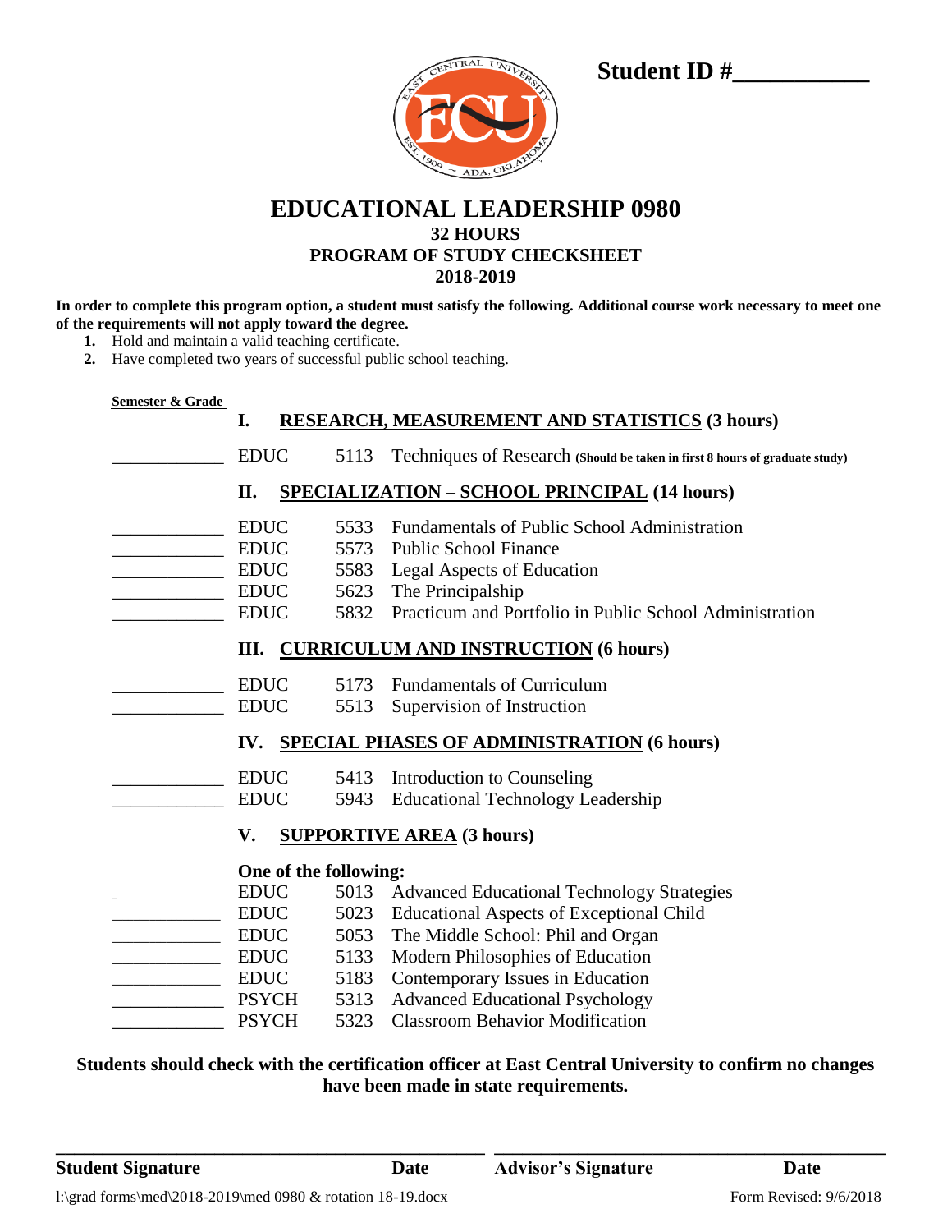**Student ID #___________**

# EDUCATIONAL LEADERSHIP 0980

## 32 HOURS
## PROGRAM OF STUDY CHECKSHEET
## 2018-2019

**In order to complete this program option, a student must satisfy the following. Additional course work necessary to meet one of the requirements will not apply toward the degree.**

1. Hold and maintain a valid teaching certificate.
2. Have completed two years of successful public school teaching.

**Semester & Grade**

### I. RESEARCH, MEASUREMENT AND STATISTICS (3 hours)

| Semester & Grade | Dept | Course | Title |
|---|---|---|---|
| ____________ | EDUC | 5113 | Techniques of Research **(Should be taken in first 8 hours of graduate study)** |

### II. SPECIALIZATION – SCHOOL PRINCIPAL (14 hours)

| Semester & Grade | Dept | Course | Title |
|---|---|---|---|
| ____________ | EDUC | 5533 | Fundamentals of Public School Administration |
| ____________ | EDUC | 5573 | Public School Finance |
| ____________ | EDUC | 5583 | Legal Aspects of Education |
| ____________ | EDUC | 5623 | The Principalship |
| ____________ | EDUC | 5832 | Practicum and Portfolio in Public School Administration |

### III. CURRICULUM AND INSTRUCTION (6 hours)

| Semester & Grade | Dept | Course | Title |
|---|---|---|---|
| ____________ | EDUC | 5173 | Fundamentals of Curriculum |
| ____________ | EDUC | 5513 | Supervision of Instruction |

### IV. SPECIAL PHASES OF ADMINISTRATION (6 hours)

| Semester & Grade | Dept | Course | Title |
|---|---|---|---|
| ____________ | EDUC | 5413 | Introduction to Counseling |
| ____________ | EDUC | 5943 | Educational Technology Leadership |

### V. SUPPORTIVE AREA (3 hours)

**One of the following:**

| Semester & Grade | Dept | Course | Title |
|---|---|---|---|
| ____________ | EDUC | 5013 | Advanced Educational Technology Strategies |
| ____________ | EDUC | 5023 | Educational Aspects of Exceptional Child |
| ____________ | EDUC | 5053 | The Middle School: Phil and Organ |
| ____________ | EDUC | 5133 | Modern Philosophies of Education |
| ____________ | EDUC | 5183 | Contemporary Issues in Education |
| ____________ | PSYCH | 5313 | Advanced Educational Psychology |
| ____________ | PSYCH | 5323 | Classroom Behavior Modification |

**Students should check with the certification officer at East Central University to confirm no changes have been made in state requirements.**

_______________________________________ _______________________________________

**Student Signature** **Date** **Advisor's Signature** **Date**

l:\grad forms\med\2018-2019\med 0980 & rotation 18-19.docx Form Revised: 9/6/2018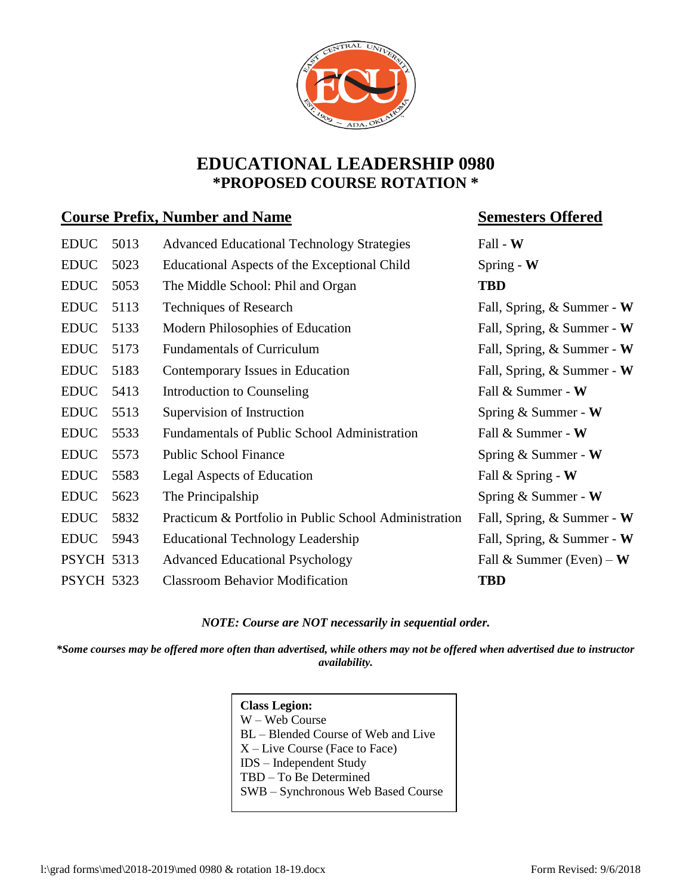# EDUCATIONAL LEADERSHIP 0980
## *PROPOSED COURSE ROTATION *

| Course Prefix, Number and Name | | | Semesters Offered |
|---|---|---|---|
| EDUC | 5013 | Advanced Educational Technology Strategies | Fall - **W** |
| EDUC | 5023 | Educational Aspects of the Exceptional Child | Spring - **W** |
| EDUC | 5053 | The Middle School: Phil and Organ | **TBD** |
| EDUC | 5113 | Techniques of Research | Fall, Spring, & Summer - **W** |
| EDUC | 5133 | Modern Philosophies of Education | Fall, Spring, & Summer - **W** |
| EDUC | 5173 | Fundamentals of Curriculum | Fall, Spring, & Summer - **W** |
| EDUC | 5183 | Contemporary Issues in Education | Fall, Spring, & Summer - **W** |
| EDUC | 5413 | Introduction to Counseling | Fall & Summer - **W** |
| EDUC | 5513 | Supervision of Instruction | Spring & Summer - **W** |
| EDUC | 5533 | Fundamentals of Public School Administration | Fall & Summer - **W** |
| EDUC | 5573 | Public School Finance | Spring & Summer - **W** |
| EDUC | 5583 | Legal Aspects of Education | Fall & Spring - **W** |
| EDUC | 5623 | The Principalship | Spring & Summer - **W** |
| EDUC | 5832 | Practicum & Portfolio in Public School Administration | Fall, Spring, & Summer - **W** |
| EDUC | 5943 | Educational Technology Leadership | Fall, Spring, & Summer - **W** |
| PSYCH | 5313 | Advanced Educational Psychology | Fall & Summer (Even) – **W** |
| PSYCH | 5323 | Classroom Behavior Modification | **TBD** |

***NOTE: Course are NOT necessarily in sequential order.***

***\*Some courses may be offered more often than advertised, while others may not be offered when advertised due to instructor availability.***

**Class Legion:**
W – Web Course
BL – Blended Course of Web and Live
X – Live Course (Face to Face)
IDS – Independent Study
TBD – To Be Determined
SWB – Synchronous Web Based Course

l:\grad forms\med\2018-2019\med 0980 & rotation 18-19.docx

Form Revised: 9/6/2018